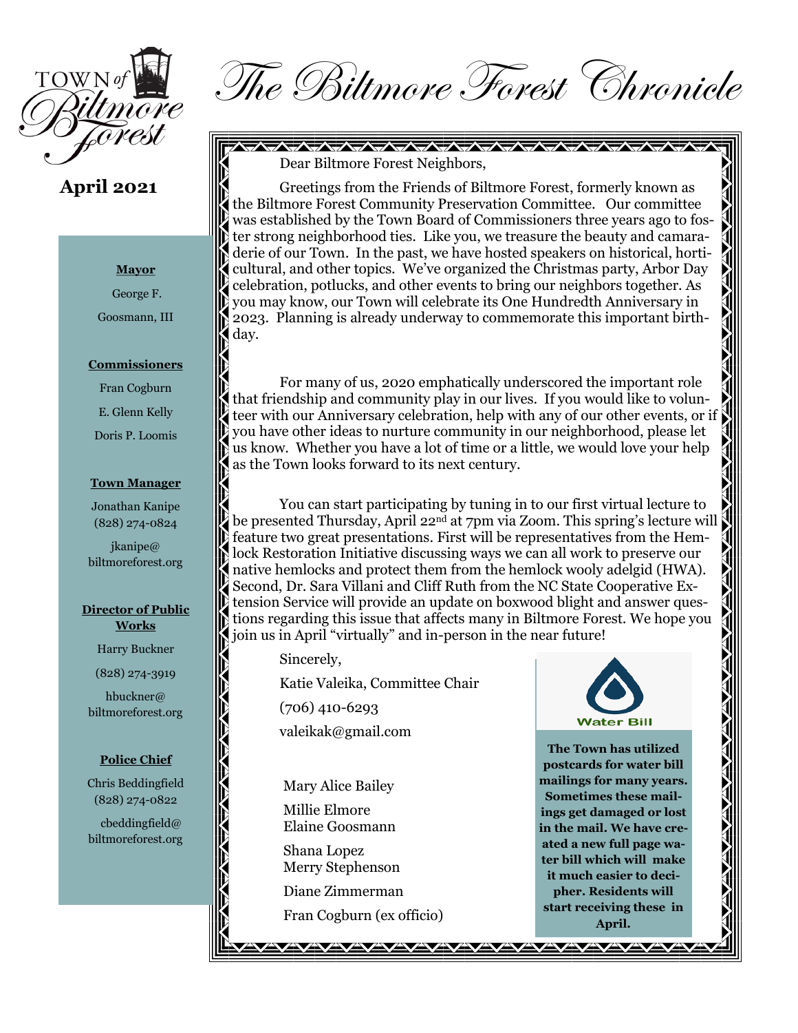# The Biltmore Forest Chronicle

**April 2021**

**Mayor**

George F. Goosmann, III

**Commissioners**

Fran Cogburn

E. Glenn Kelly

Doris P. Loomis

**Town Manager**

Jonathan Kanipe
(828) 274-0824

jkanipe@biltmoreforest.org

**Director of Public Works**

Harry Buckner

(828) 274-3919

hbuckner@biltmoreforest.org

**Police Chief**

Chris Beddingfield
(828) 274-0822

cbeddingfield@biltmoreforest.org

---

Dear Biltmore Forest Neighbors,

Greetings from the Friends of Biltmore Forest, formerly known as the Biltmore Forest Community Preservation Committee. Our committee was established by the Town Board of Commissioners three years ago to foster strong neighborhood ties. Like you, we treasure the beauty and camaraderie of our Town. In the past, we have hosted speakers on historical, horticultural, and other topics. We've organized the Christmas party, Arbor Day celebration, potlucks, and other events to bring our neighbors together. As you may know, our Town will celebrate its One Hundredth Anniversary in 2023. Planning is already underway to commemorate this important birthday.

For many of us, 2020 emphatically underscored the important role that friendship and community play in our lives. If you would like to volunteer with our Anniversary celebration, help with any of our other events, or if you have other ideas to nurture community in our neighborhood, please let us know. Whether you have a lot of time or a little, we would love your help as the Town looks forward to its next century.

You can start participating by tuning in to our first virtual lecture to be presented Thursday, April 22nd at 7pm via Zoom. This spring's lecture will feature two great presentations. First will be representatives from the Hemlock Restoration Initiative discussing ways we can all work to preserve our native hemlocks and protect them from the hemlock wooly adelgid (HWA). Second, Dr. Sara Villani and Cliff Ruth from the NC State Cooperative Extension Service will provide an update on boxwood blight and answer questions regarding this issue that affects many in Biltmore Forest. We hope you join us in April "virtually" and in-person in the near future!

Sincerely,

Katie Valeika, Committee Chair

(706) 410-6293

valeikak@gmail.com

Mary Alice Bailey

Millie Elmore

Elaine Goosmann

Shana Lopez

Merry Stephenson

Diane Zimmerman

Fran Cogburn (ex officio)

---

Water Bill

**The Town has utilized postcards for water bill mailings for many years. Sometimes these mailings get damaged or lost in the mail. We have created a new full page water bill which will make it much easier to decipher. Residents will start receiving these in April.**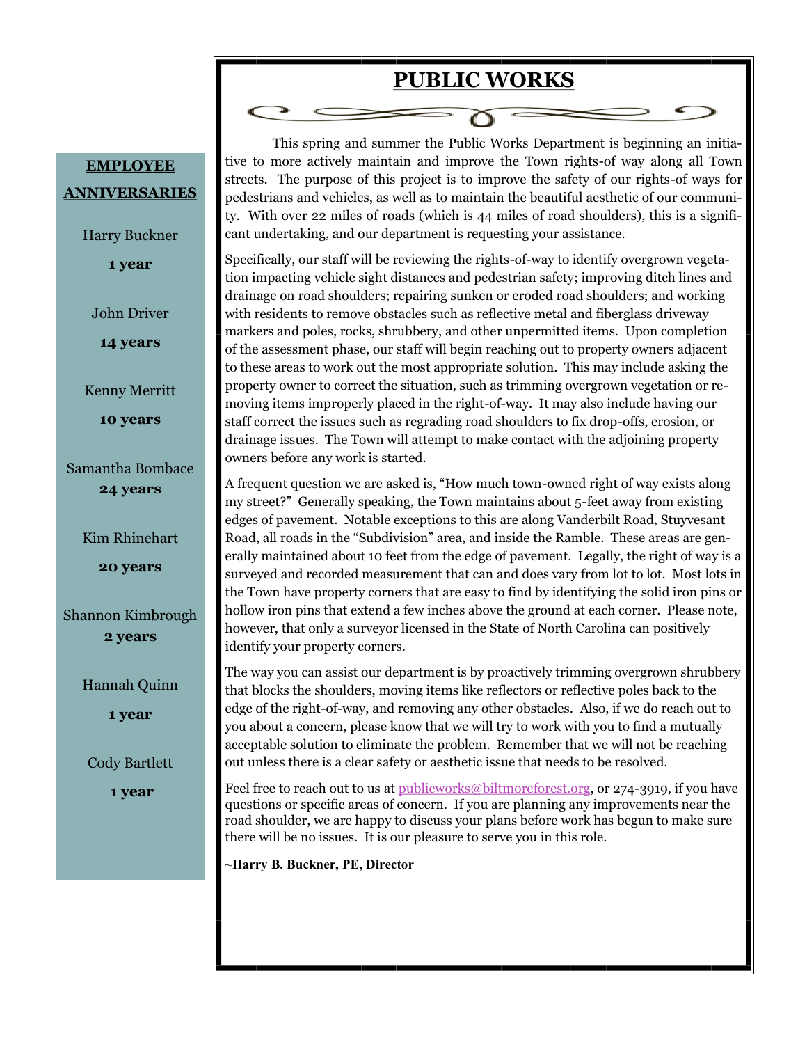## EMPLOYEE ANNIVERSARIES

Harry Buckner
**1 year**

John Driver
**14 years**

Kenny Merritt
**10 years**

Samantha Bombace
**24 years**

Kim Rhinehart
**20 years**

Shannon Kimbrough
**2 years**

Hannah Quinn
**1 year**

Cody Bartlett
**1 year**

# PUBLIC WORKS

This spring and summer the Public Works Department is beginning an initiative to more actively maintain and improve the Town rights-of way along all Town streets. The purpose of this project is to improve the safety of our rights-of ways for pedestrians and vehicles, as well as to maintain the beautiful aesthetic of our community. With over 22 miles of roads (which is 44 miles of road shoulders), this is a significant undertaking, and our department is requesting your assistance.

Specifically, our staff will be reviewing the rights-of-way to identify overgrown vegetation impacting vehicle sight distances and pedestrian safety; improving ditch lines and drainage on road shoulders; repairing sunken or eroded road shoulders; and working with residents to remove obstacles such as reflective metal and fiberglass driveway markers and poles, rocks, shrubbery, and other unpermitted items. Upon completion of the assessment phase, our staff will begin reaching out to property owners adjacent to these areas to work out the most appropriate solution. This may include asking the property owner to correct the situation, such as trimming overgrown vegetation or removing items improperly placed in the right-of-way. It may also include having our staff correct the issues such as regrading road shoulders to fix drop-offs, erosion, or drainage issues. The Town will attempt to make contact with the adjoining property owners before any work is started.

A frequent question we are asked is, "How much town-owned right of way exists along my street?" Generally speaking, the Town maintains about 5-feet away from existing edges of pavement. Notable exceptions to this are along Vanderbilt Road, Stuyvesant Road, all roads in the "Subdivision" area, and inside the Ramble. These areas are generally maintained about 10 feet from the edge of pavement. Legally, the right of way is a surveyed and recorded measurement that can and does vary from lot to lot. Most lots in the Town have property corners that are easy to find by identifying the solid iron pins or hollow iron pins that extend a few inches above the ground at each corner. Please note, however, that only a surveyor licensed in the State of North Carolina can positively identify your property corners.

The way you can assist our department is by proactively trimming overgrown shrubbery that blocks the shoulders, moving items like reflectors or reflective poles back to the edge of the right-of-way, and removing any other obstacles. Also, if we do reach out to you about a concern, please know that we will try to work with you to find a mutually acceptable solution to eliminate the problem. Remember that we will not be reaching out unless there is a clear safety or aesthetic issue that needs to be resolved.

Feel free to reach out to us at publicworks@biltmoreforest.org, or 274-3919, if you have questions or specific areas of concern. If you are planning any improvements near the road shoulder, we are happy to discuss your plans before work has begun to make sure there will be no issues. It is our pleasure to serve you in this role.

~**Harry B. Buckner, PE, Director**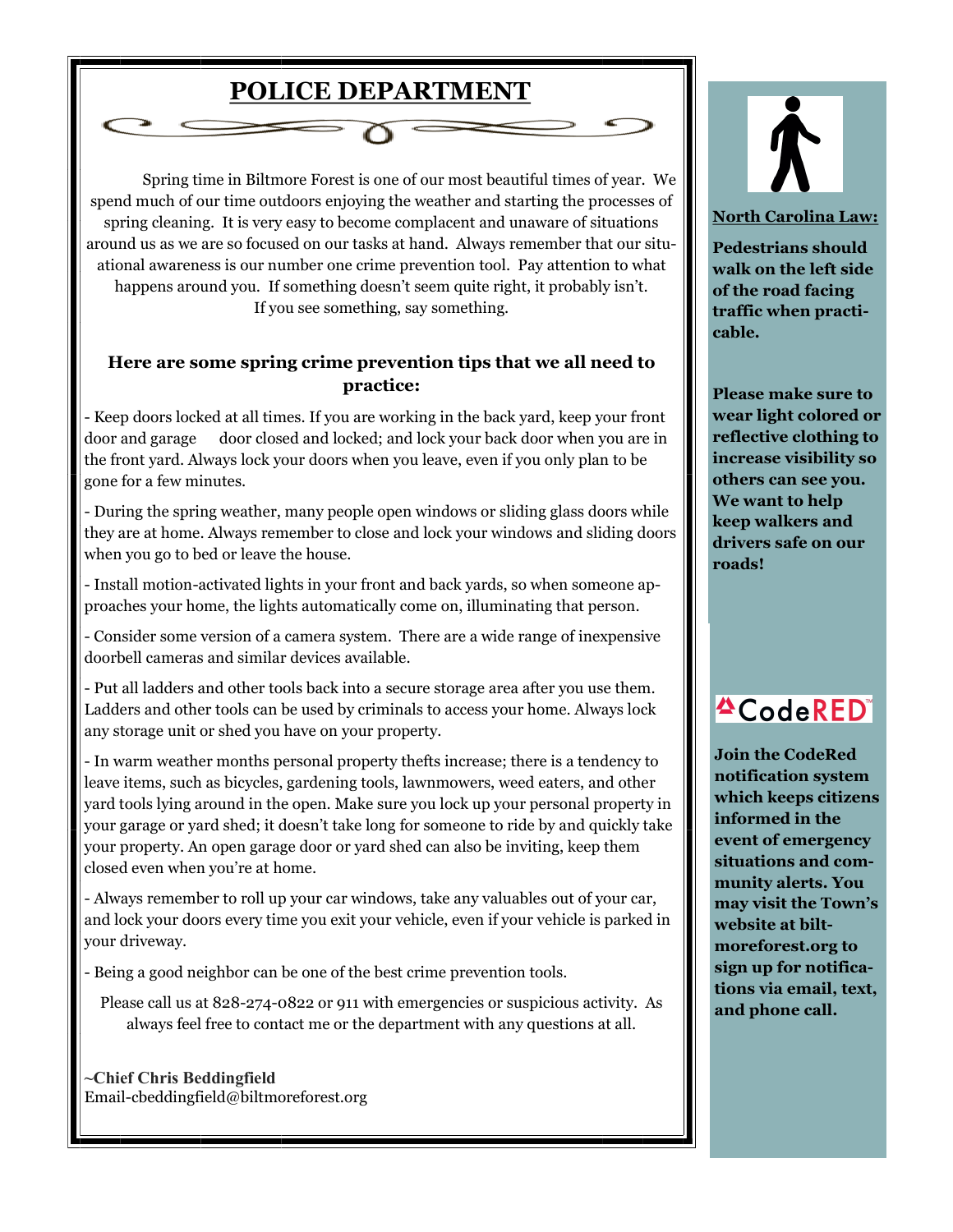# POLICE DEPARTMENT

Spring time in Biltmore Forest is one of our most beautiful times of year. We spend much of our time outdoors enjoying the weather and starting the processes of spring cleaning. It is very easy to become complacent and unaware of situations around us as we are so focused on our tasks at hand. Always remember that our situational awareness is our number one crime prevention tool. Pay attention to what happens around you. If something doesn't seem quite right, it probably isn't. If you see something, say something.

### Here are some spring crime prevention tips that we all need to practice:

- Keep doors locked at all times. If you are working in the back yard, keep your front door and garage door closed and locked; and lock your back door when you are in the front yard. Always lock your doors when you leave, even if you only plan to be gone for a few minutes.

- During the spring weather, many people open windows or sliding glass doors while they are at home. Always remember to close and lock your windows and sliding doors when you go to bed or leave the house.

- Install motion-activated lights in your front and back yards, so when someone approaches your home, the lights automatically come on, illuminating that person.

- Consider some version of a camera system. There are a wide range of inexpensive doorbell cameras and similar devices available.

- Put all ladders and other tools back into a secure storage area after you use them. Ladders and other tools can be used by criminals to access your home. Always lock any storage unit or shed you have on your property.

- In warm weather months personal property thefts increase; there is a tendency to leave items, such as bicycles, gardening tools, lawnmowers, weed eaters, and other yard tools lying around in the open. Make sure you lock up your personal property in your garage or yard shed; it doesn't take long for someone to ride by and quickly take your property. An open garage door or yard shed can also be inviting, keep them closed even when you're at home.

- Always remember to roll up your car windows, take any valuables out of your car, and lock your doors every time you exit your vehicle, even if your vehicle is parked in your driveway.

- Being a good neighbor can be one of the best crime prevention tools.

Please call us at 828-274-0822 or 911 with emergencies or suspicious activity. As always feel free to contact me or the department with any questions at all.

**~Chief Chris Beddingfield**
Email-cbeddingfield@biltmoreforest.org

**North Carolina Law:**

**Pedestrians should walk on the left side of the road facing traffic when practicable.**

**Please make sure to wear light colored or reflective clothing to increase visibility so others can see you. We want to help keep walkers and drivers safe on our roads!**

CodeRED

**Join the CodeRed notification system which keeps citizens informed in the event of emergency situations and community alerts. You may visit the Town's website at biltmoreforest.org to sign up for notifications via email, text, and phone call.**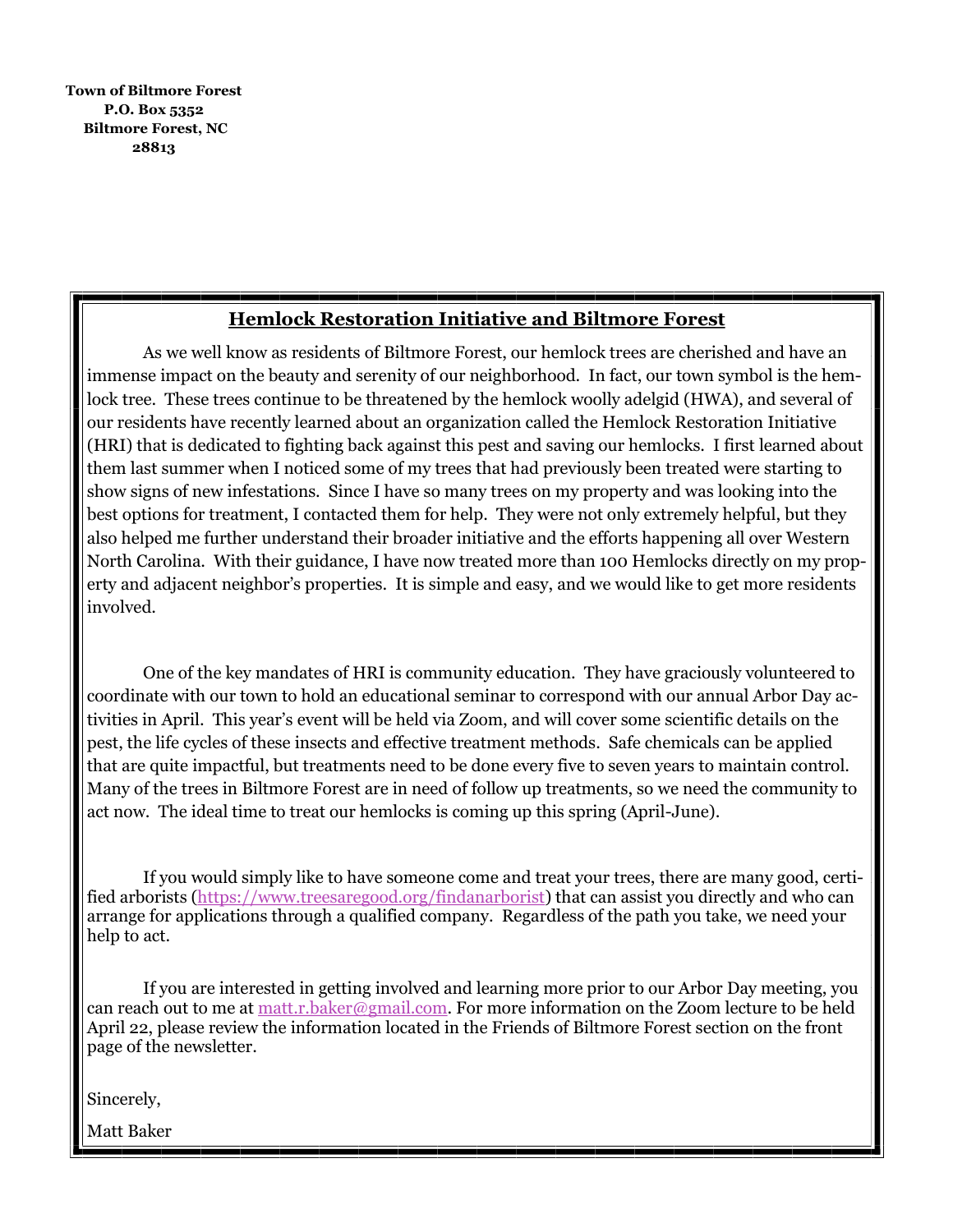**Town of Biltmore Forest**
**P.O. Box 5352**
**Biltmore Forest, NC**
**28813**

## Hemlock Restoration Initiative and Biltmore Forest

As we well know as residents of Biltmore Forest, our hemlock trees are cherished and have an immense impact on the beauty and serenity of our neighborhood. In fact, our town symbol is the hemlock tree. These trees continue to be threatened by the hemlock woolly adelgid (HWA), and several of our residents have recently learned about an organization called the Hemlock Restoration Initiative (HRI) that is dedicated to fighting back against this pest and saving our hemlocks. I first learned about them last summer when I noticed some of my trees that had previously been treated were starting to show signs of new infestations. Since I have so many trees on my property and was looking into the best options for treatment, I contacted them for help. They were not only extremely helpful, but they also helped me further understand their broader initiative and the efforts happening all over Western North Carolina. With their guidance, I have now treated more than 100 Hemlocks directly on my property and adjacent neighbor's properties. It is simple and easy, and we would like to get more residents involved.

One of the key mandates of HRI is community education. They have graciously volunteered to coordinate with our town to hold an educational seminar to correspond with our annual Arbor Day activities in April. This year's event will be held via Zoom, and will cover some scientific details on the pest, the life cycles of these insects and effective treatment methods. Safe chemicals can be applied that are quite impactful, but treatments need to be done every five to seven years to maintain control. Many of the trees in Biltmore Forest are in need of follow up treatments, so we need the community to act now. The ideal time to treat our hemlocks is coming up this spring (April-June).

If you would simply like to have someone come and treat your trees, there are many good, certified arborists (https://www.treesaregood.org/findanarborist) that can assist you directly and who can arrange for applications through a qualified company. Regardless of the path you take, we need your help to act.

If you are interested in getting involved and learning more prior to our Arbor Day meeting, you can reach out to me at matt.r.baker@gmail.com. For more information on the Zoom lecture to be held April 22, please review the information located in the Friends of Biltmore Forest section on the front page of the newsletter.

Sincerely,

Matt Baker